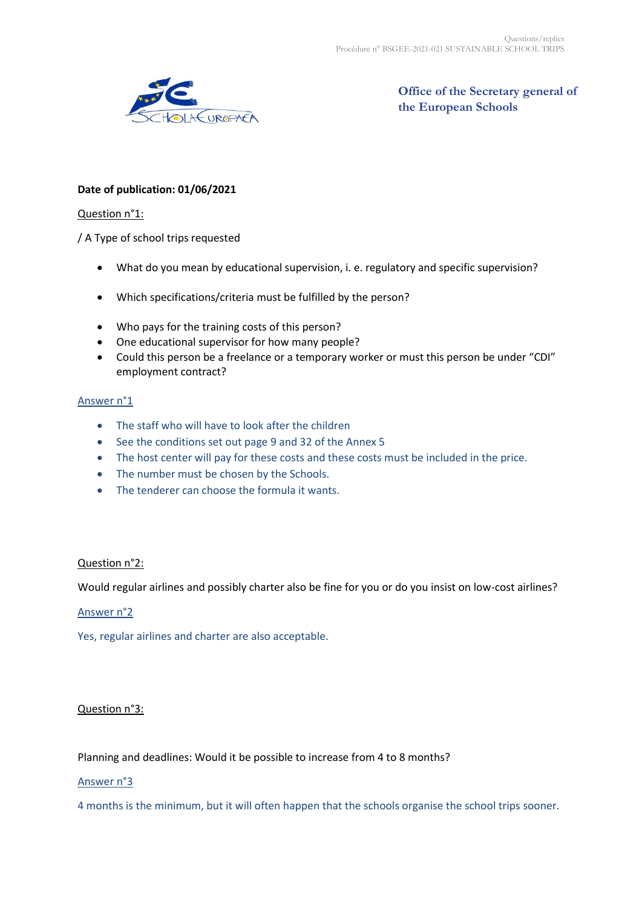**Office of the Secretary general of the European Schools**

**Date of publication: 01/06/2021**

Question n°1:

/ A Type of school trips requested

- What do you mean by educational supervision, i. e. regulatory and specific supervision?
- Which specifications/criteria must be fulfilled by the person?
- Who pays for the training costs of this person?
- One educational supervisor for how many people?
- Could this person be a freelance or a temporary worker or must this person be under "CDI" employment contract?

Answer n°1

- The staff who will have to look after the children
- See the conditions set out page 9 and 32 of the Annex 5
- The host center will pay for these costs and these costs must be included in the price.
- The number must be chosen by the Schools.
- The tenderer can choose the formula it wants.

Question n°2:

Would regular airlines and possibly charter also be fine for you or do you insist on low-cost airlines?

Answer n°2

Yes, regular airlines and charter are also acceptable.

Question n°3:

Planning and deadlines: Would it be possible to increase from 4 to 8 months?

Answer n°3

4 months is the minimum, but it will often happen that the schools organise the school trips sooner.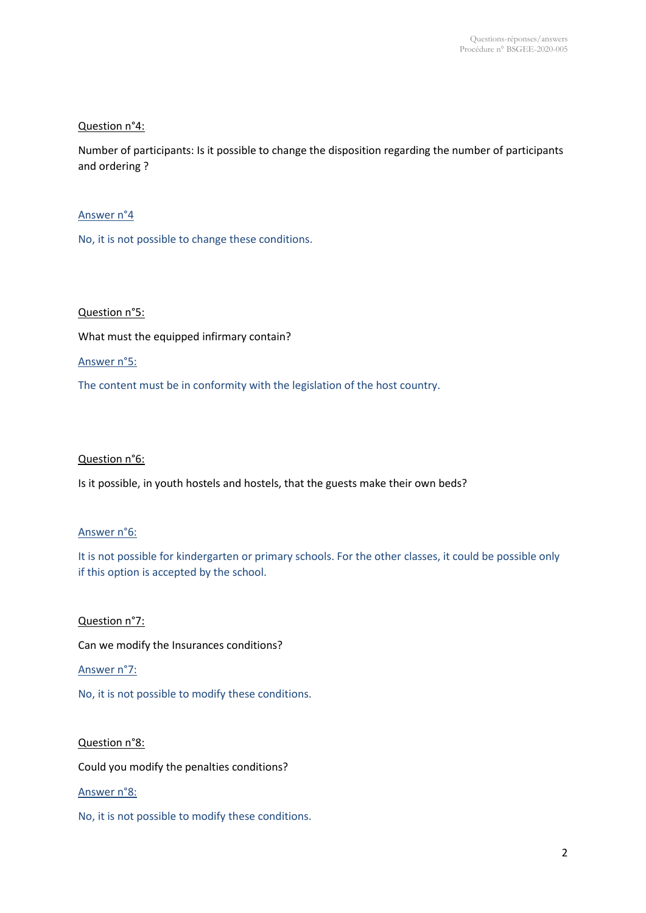Question n°4:

Number of participants: Is it possible to change the disposition regarding the number of participants and ordering ?

Answer n°4

No, it is not possible to change these conditions.

Question n°5:

What must the equipped infirmary contain?

Answer n°5:

The content must be in conformity with the legislation of the host country.

Question n°6:

Is it possible, in youth hostels and hostels, that the guests make their own beds?

Answer n°6:

It is not possible for kindergarten or primary schools. For the other classes, it could be possible only if this option is accepted by the school.

Question n°7:

Can we modify the Insurances conditions?

Answer n°7:

No, it is not possible to modify these conditions.

Question n°8:

Could you modify the penalties conditions?

Answer n°8:

No, it is not possible to modify these conditions.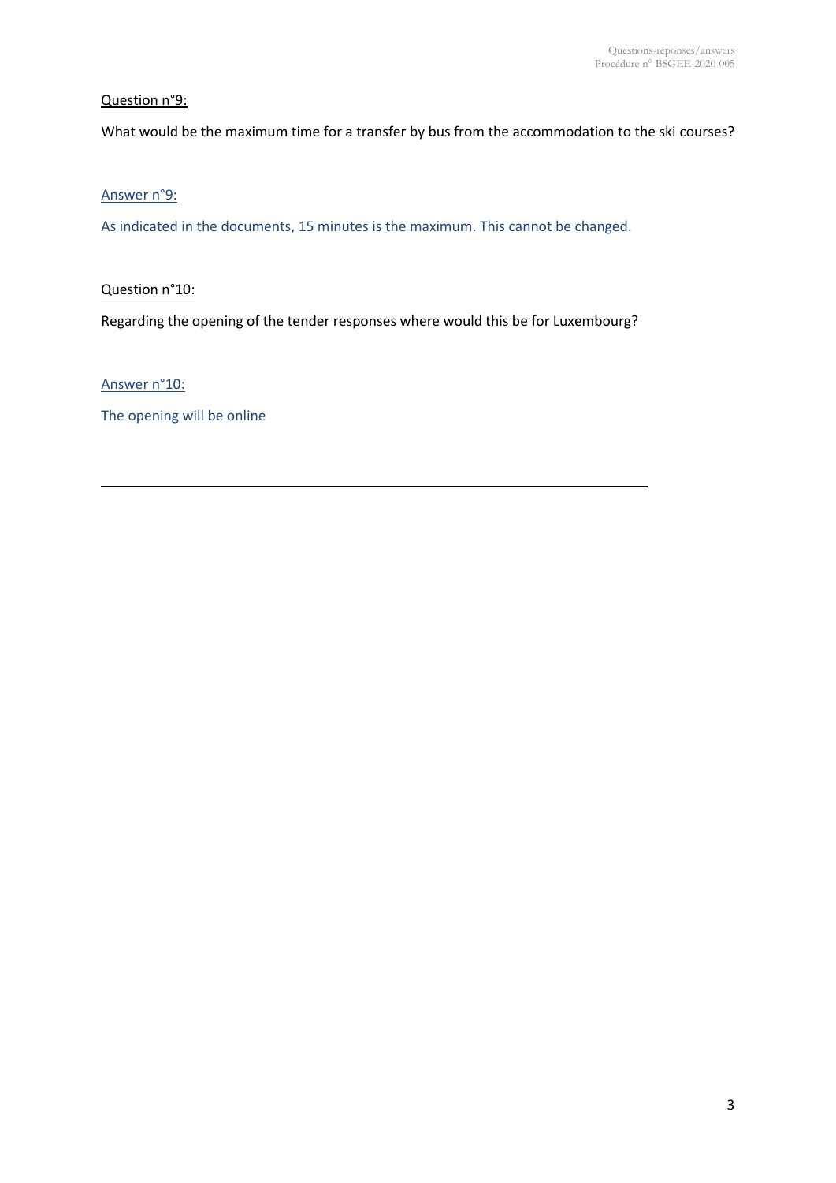Question n°9:

What would be the maximum time for a transfer by bus from the accommodation to the ski courses?

Answer n°9:

As indicated in the documents, 15 minutes is the maximum. This cannot be changed.

Question n°10:

Regarding the opening of the tender responses where would this be for Luxembourg?

Answer n°10:

The opening will be online

---